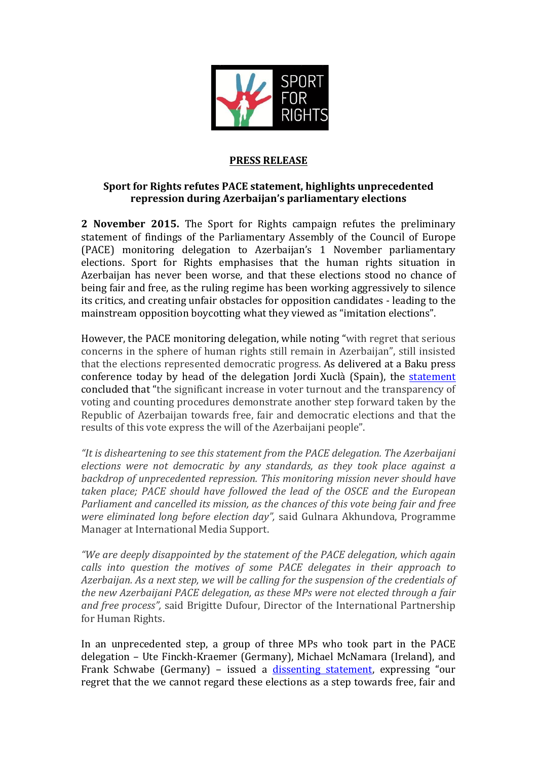**PRESS RELEASE**

**Sport for Rights refutes PACE statement, highlights unprecedented repression during Azerbaijan's parliamentary elections**

**2 November 2015.** The Sport for Rights campaign refutes the preliminary statement of findings of the Parliamentary Assembly of the Council of Europe (PACE) monitoring delegation to Azerbaijan's 1 November parliamentary elections. Sport for Rights emphasises that the human rights situation in Azerbaijan has never been worse, and that these elections stood no chance of being fair and free, as the ruling regime has been working aggressively to silence its critics, and creating unfair obstacles for opposition candidates - leading to the mainstream opposition boycotting what they viewed as "imitation elections".

However, the PACE monitoring delegation, while noting "with regret that serious concerns in the sphere of human rights still remain in Azerbaijan", still insisted that the elections represented democratic progress. As delivered at a Baku press conference today by head of the delegation Jordi Xuclà (Spain), the statement concluded that "the significant increase in voter turnout and the transparency of voting and counting procedures demonstrate another step forward taken by the Republic of Azerbaijan towards free, fair and democratic elections and that the results of this vote express the will of the Azerbaijani people".

*"It is disheartening to see this statement from the PACE delegation. The Azerbaijani elections were not democratic by any standards, as they took place against a backdrop of unprecedented repression. This monitoring mission never should have taken place; PACE should have followed the lead of the OSCE and the European Parliament and cancelled its mission, as the chances of this vote being fair and free were eliminated long before election day",* said Gulnara Akhundova, Programme Manager at International Media Support.

*"We are deeply disappointed by the statement of the PACE delegation, which again calls into question the motives of some PACE delegates in their approach to Azerbaijan. As a next step, we will be calling for the suspension of the credentials of the new Azerbaijani PACE delegation, as these MPs were not elected through a fair and free process",* said Brigitte Dufour, Director of the International Partnership for Human Rights.

In an unprecedented step, a group of three MPs who took part in the PACE delegation – Ute Finckh-Kraemer (Germany), Michael McNamara (Ireland), and Frank Schwabe (Germany) – issued a dissenting statement, expressing "our regret that the we cannot regard these elections as a step towards free, fair and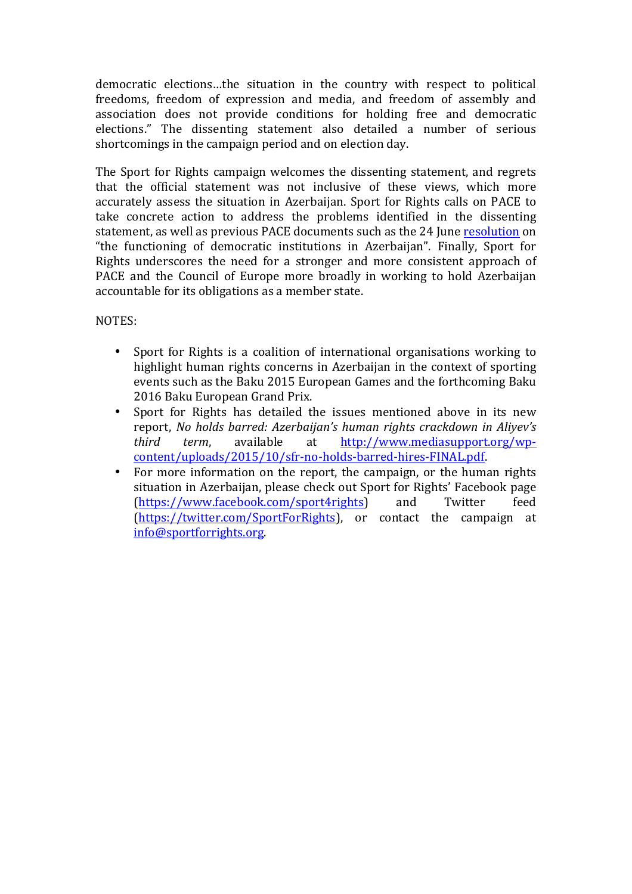democratic elections…the situation in the country with respect to political freedoms, freedom of expression and media, and freedom of assembly and association does not provide conditions for holding free and democratic elections." The dissenting statement also detailed a number of serious shortcomings in the campaign period and on election day.

The Sport for Rights campaign welcomes the dissenting statement, and regrets that the official statement was not inclusive of these views, which more accurately assess the situation in Azerbaijan. Sport for Rights calls on PACE to take concrete action to address the problems identified in the dissenting statement, as well as previous PACE documents such as the 24 June resolution on "the functioning of democratic institutions in Azerbaijan". Finally, Sport for Rights underscores the need for a stronger and more consistent approach of PACE and the Council of Europe more broadly in working to hold Azerbaijan accountable for its obligations as a member state.

NOTES:

- Sport for Rights is a coalition of international organisations working to highlight human rights concerns in Azerbaijan in the context of sporting events such as the Baku 2015 European Games and the forthcoming Baku 2016 Baku European Grand Prix.
- Sport for Rights has detailed the issues mentioned above in its new report, *No holds barred: Azerbaijan's human rights crackdown in Aliyev's third term*, available at http://www.mediasupport.org/wp-content/uploads/2015/10/sfr-no-holds-barred-hires-FINAL.pdf.
- For more information on the report, the campaign, or the human rights situation in Azerbaijan, please check out Sport for Rights' Facebook page (https://www.facebook.com/sport4rights) and Twitter feed (https://twitter.com/SportForRights), or contact the campaign at info@sportforrights.org.